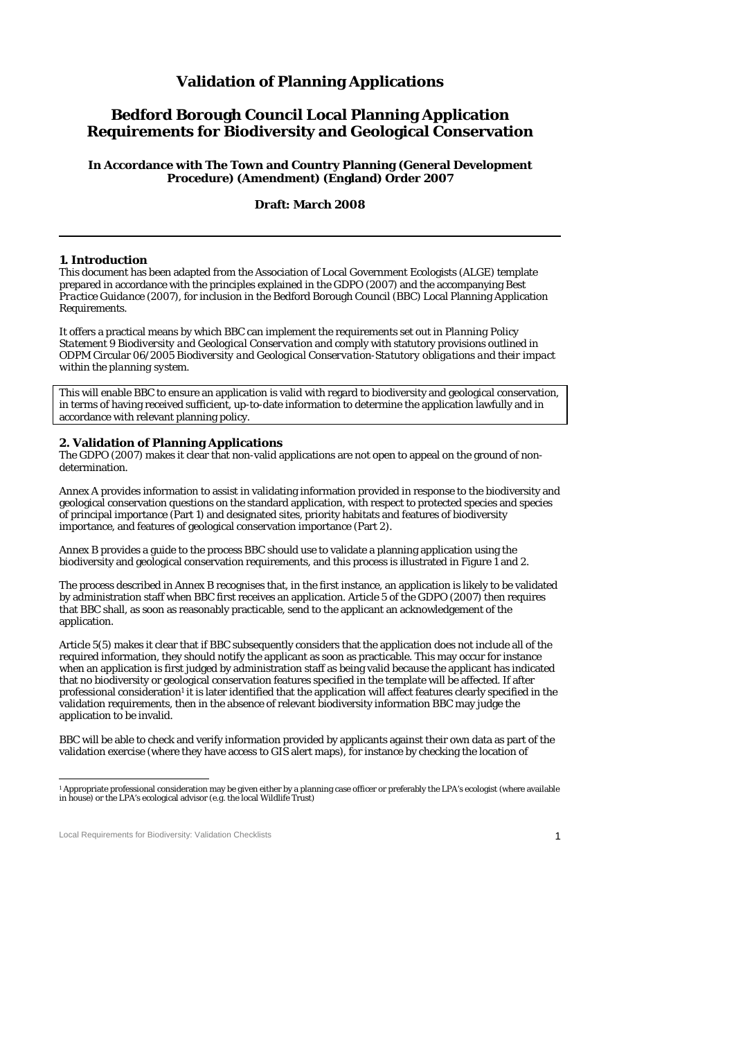# Validation of Planning Applications

## Bedford Borough Council Local Planning Application Requirements for Biodiversity and Geological Conservation

**In Accordance with The Town and Country Planning (General Development Procedure) (Amendment) (England) Order 2007**

**Draft: March 2008**

---

### 1. Introduction

This document has been adapted from the Association of Local Government Ecologists (ALGE) template prepared in accordance with the principles explained in the GDPO (2007) and the accompanying *Best Practice Guidance* (2007), for inclusion in the Bedford Borough Council (BBC) Local Planning Application Requirements.

It offers a practical means by which BBC can implement the requirements set out in *Planning Policy Statement 9 Biodiversity and Geological Conservation* and comply with statutory provisions outlined in *ODPM Circular 06/2005 Biodiversity and Geological Conservation-Statutory obligations and their impact within the planning system.*

This will enable BBC to ensure an application is valid with regard to biodiversity and geological conservation, in terms of having received sufficient, up-to-date information to determine the application lawfully and in accordance with relevant planning policy.

### 2. Validation of Planning Applications

The GDPO (2007) makes it clear that non-valid applications are not open to appeal on the ground of non-determination.

Annex A provides information to assist in validating information provided in response to the biodiversity and geological conservation questions on the standard application, with respect to protected species and species of principal importance (Part 1) and designated sites, priority habitats and features of biodiversity importance, and features of geological conservation importance (Part 2).

Annex B provides a guide to the process BBC should use to validate a planning application using the biodiversity and geological conservation requirements, and this process is illustrated in Figure 1 and 2.

The process described in Annex B recognises that, in the first instance, an application is likely to be validated by administration staff when BBC first receives an application. Article 5 of the GDPO (2007) then requires that BBC shall, as soon as reasonably practicable, send to the applicant an acknowledgement of the application.

Article 5(5) makes it clear that if BBC subsequently considers that the application does not include all of the required information, they should notify the applicant as soon as practicable. This may occur for instance when an application is first judged by administration staff as being valid because the applicant has indicated that no biodiversity or geological conservation features specified in the template will be affected. If after professional consideration[1] it is later identified that the application will affect features clearly specified in the validation requirements, then in the absence of relevant biodiversity information BBC may judge the application to be invalid.

BBC will be able to check and verify information provided by applicants against their own data as part of the validation exercise (where they have access to GIS alert maps), for instance by checking the location of

---

[1] Appropriate professional consideration may be given either by a planning case officer or preferably the LPA's ecologist (where available in house) or the LPA's ecological advisor (e.g. the local Wildlife Trust)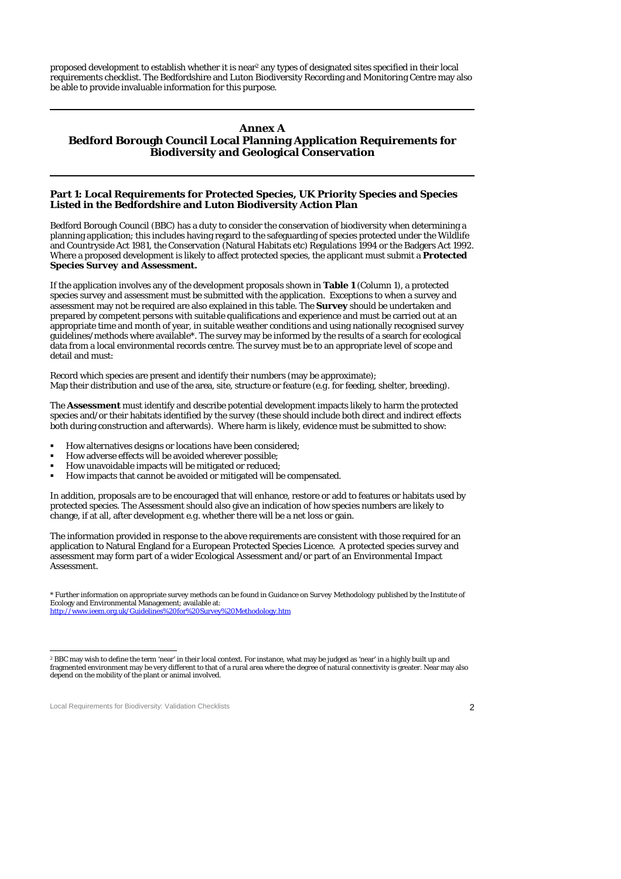proposed development to establish whether it is near[2] any types of designated sites specified in their local requirements checklist. The Bedfordshire and Luton Biodiversity Recording and Monitoring Centre may also be able to provide invaluable information for this purpose.

---

## Annex A
## Bedford Borough Council Local Planning Application Requirements for Biodiversity and Geological Conservation

---

### Part 1: Local Requirements for Protected Species, UK Priority Species and Species Listed in the Bedfordshire and Luton Biodiversity Action Plan

Bedford Borough Council (BBC) has a duty to consider the conservation of biodiversity when determining a planning application; this includes having regard to the safeguarding of species protected under the Wildlife and Countryside Act 1981, the Conservation (Natural Habitats etc) Regulations 1994 or the Badgers Act 1992. Where a proposed development is likely to affect protected species, the applicant must submit a **Protected Species Survey *and* Assessment.**

If the application involves any of the development proposals shown in **Table 1** (Column 1), a protected species survey and assessment must be submitted with the application. Exceptions to when a survey and assessment may not be required are also explained in this table. The **Survey** should be undertaken and prepared by competent persons with suitable qualifications and experience and must be carried out at an appropriate time and month of year, in suitable weather conditions and using nationally recognised survey guidelines/methods where available*. The survey may be informed by the results of a search for ecological data from a local environmental records centre. The survey must be to an appropriate level of scope and detail and must:

Record which species are present and identify their numbers (may be approximate);
Map their distribution and use of the area, site, structure or feature (e.g. for feeding, shelter, breeding).

The **Assessment** must identify and describe potential development impacts likely to harm the protected species and/or their habitats identified by the survey (these should include both direct and indirect effects both during construction and afterwards). Where harm is likely, evidence must be submitted to show:

- How alternatives designs or locations have been considered;
- How adverse effects will be avoided wherever possible;
- How unavoidable impacts will be mitigated or reduced;
- How impacts that cannot be avoided or mitigated will be compensated.

In addition, proposals are to be encouraged that will enhance, restore or add to features or habitats used by protected species. The Assessment should also give an indication of how species numbers are likely to change, if at all, after development e.g. whether there will be a net loss or gain.

The information provided in response to the above requirements are consistent with those required for an application to Natural England for a European Protected Species Licence. A protected species survey and assessment may form part of a wider Ecological Assessment and/or part of an Environmental Impact Assessment.

\* Further information on appropriate survey methods can be found in *Guidance on Survey Methodology* published by the Institute of Ecology and Environmental Management; available at:
http://www.ieem.org.uk/Guidelines%20for%20Survey%20Methodology.htm

---

[2] BBC may wish to define the term 'near' in their local context. For instance, what may be judged as 'near' in a highly built up and fragmented environment may be very different to that of a rural area where the degree of natural connectivity is greater. Near may also depend on the mobility of the plant or animal involved.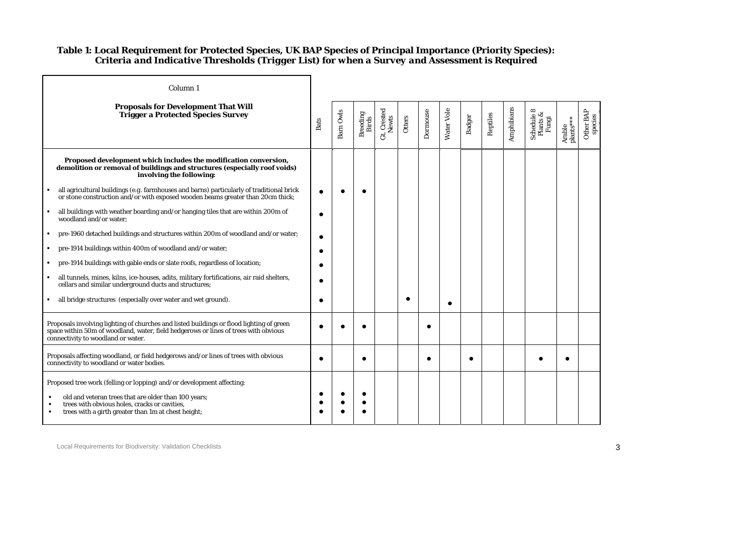**Table 1: Local Requirement for Protected Species, UK BAP Species of Principal Importance (Priority Species): *Criteria and Indicative Thresholds (Trigger List) for when a Survey and Assessment is Required***

| Column 1<br><br>**Proposals for Development That Will Trigger a Protected Species Survey** | Bats | Barn Owls | Breeding Birds | Gt. Crested Newts | Otters | Dormouse | Water Vole | Badger | Reptiles | Amphibians | Schedule 8 Plants & Fungi | Arable plants** | Other BAP species |
|---|---|---|---|---|---|---|---|---|---|---|---|---|---|
| **Proposed development which includes the modification conversion, demolition or removal of buildings and structures (especially roof voids) involving the following:** | | | | | | | | | | | | | |
| ▪ all agricultural buildings (e.g. farmhouses and barns) particularly of traditional brick or stone construction and/or with exposed wooden beams greater than 20cm thick; | ● | ● | ● | | | | | | | | | | |
| ▪ all buildings with weather boarding and/or hanging tiles that are within 200m of woodland and/or water; | ● | | | | | | | | | | | | |
| ▪ pre-1960 detached buildings and structures within 200m of woodland and/or water; | ● | | | | | | | | | | | | |
| ▪ pre-1914 buildings within 400m of woodland and/or water; | ● | | | | | | | | | | | | |
| ▪ pre-1914 buildings with gable ends or slate roofs, regardless of location; | ● | | | | | | | | | | | | |
| ▪ all tunnels, mines, kilns, ice-houses, adits, military fortifications, air raid shelters, cellars and similar underground ducts and structures; | ● | | | | | | | | | | | | |
| ▪ all bridge structures (especially over water and wet ground). | ● | | | | ● | | ● | | | | | | |
| Proposals involving lighting of churches and listed buildings or flood lighting of green space within 50m of woodland, water, field hedgerows or lines of trees with obvious connectivity to woodland or water. | ● | ● | ● | | | ● | | | | | | | |
| Proposals affecting woodland, or field hedgerows and/or lines of trees with obvious connectivity to woodland or water bodies. | ● | | ● | | | ● | | ● | | | ● | ● | |
| Proposed tree work (felling or lopping) and/or development affecting: | | | | | | | | | | | | | |
| ▪ old and veteran trees that are older than 100 years; | ● | ● | ● | | | | | | | | | | |
| ▪ trees with obvious holes, cracks or cavities, | ● | ● | ● | | | | | | | | | | |
| ▪ trees with a girth greater than 1m at chest height; | ● | ● | ● | | | | | | | | | | |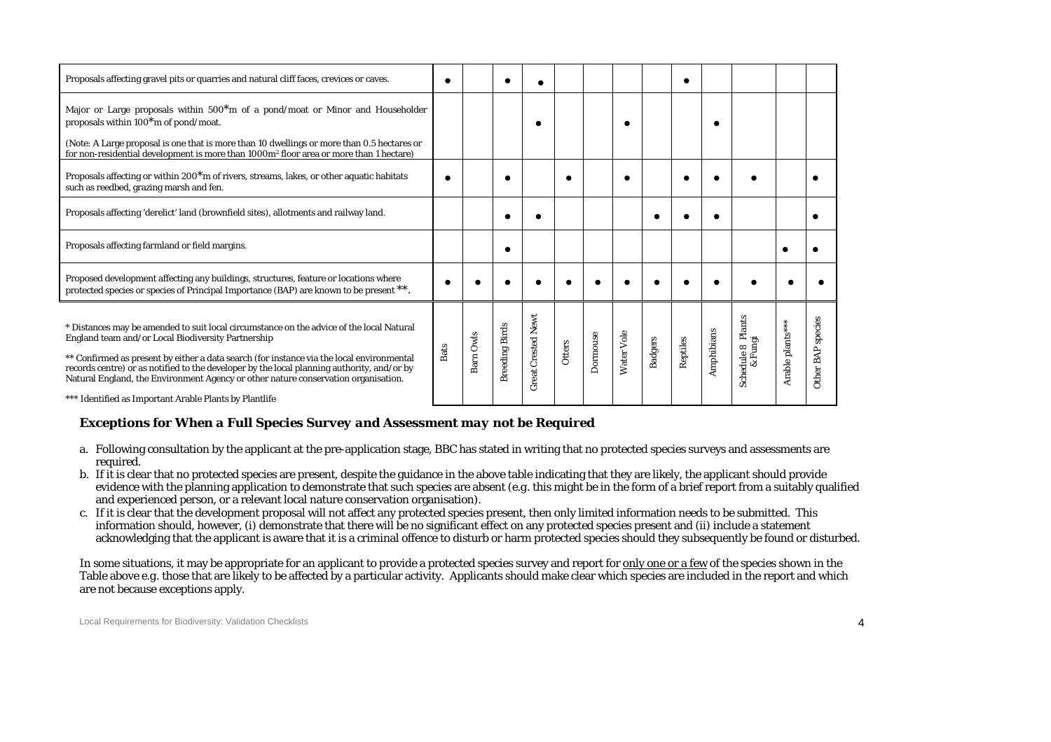| Proposal type | Bats | Barn Owls | Breeding Birds | Great Crested Newt | Otters | Dormouse | Water Vole | Badgers | Reptiles | Amphibians | Schedule 8 Plants & Fungi | Arable plants*** | Other BAP species |
|---|---|---|---|---|---|---|---|---|---|---|---|---|---|
| Proposals affecting gravel pits or quarries and natural cliff faces, crevices or caves. | ● | | ● | ● | | | | | ● | | | | |
| Major or Large proposals within 500*m of a pond/moat or Minor and Householder proposals within 100*m of pond/moat. (Note: A Large proposal is one that is more than 10 dwellings or more than 0.5 hectares or for non-residential development is more than 1000m² floor area or more than 1 hectare) | | | | ● | | | ● | | | ● | | | |
| Proposals affecting or within 200*m of rivers, streams, lakes, or other aquatic habitats such as reedbed, grazing marsh and fen. | ● | | ● | | ● | | ● | | ● | ● | ● | | ● |
| Proposals affecting 'derelict' land (brownfield sites), allotments and railway land. | | | ● | ● | | | | ● | ● | ● | | | ● |
| Proposals affecting farmland or field margins. | | | ● | | | | | | | | | ● | ● |
| Proposed development affecting any buildings, structures, feature or locations where protected species or species of Principal Importance (BAP) are known to be present **. | ● | ● | ● | ● | ● | ● | ● | ● | ● | ● | ● | ● | ● |

\* Distances may be amended to suit local circumstance on the advice of the local Natural England team and/or Local Biodiversity Partnership

** Confirmed as present by either a data search (for instance via the local environmental records centre) or as notified to the developer by the local planning authority, and/or by Natural England, the Environment Agency or other nature conservation organisation.

*** Identified as Important Arable Plants by Plantlife

### *Exceptions for When a Full Species Survey and Assessment may not be Required*

a. Following consultation by the applicant at the pre-application stage, BBC has stated in writing that no protected species surveys and assessments are required.
b. If it is clear that no protected species are present, despite the guidance in the above table indicating that they are likely, the applicant should provide evidence with the planning application to demonstrate that such species are absent (e.g. this might be in the form of a brief report from a suitably qualified and experienced person, or a relevant local nature conservation organisation).
c. If it is clear that the development proposal will not affect any protected species present, then only limited information needs to be submitted. This information should, however, (i) demonstrate that there will be no significant effect on any protected species present and (ii) include a statement acknowledging that the applicant is aware that it is a criminal offence to disturb or harm protected species should they subsequently be found or disturbed.

In some situations, it may be appropriate for an applicant to provide a protected species survey and report for <u>only one or a few</u> of the species shown in the Table above e.g. those that are likely to be affected by a particular activity. Applicants should make clear which species are included in the report and which are not because exceptions apply.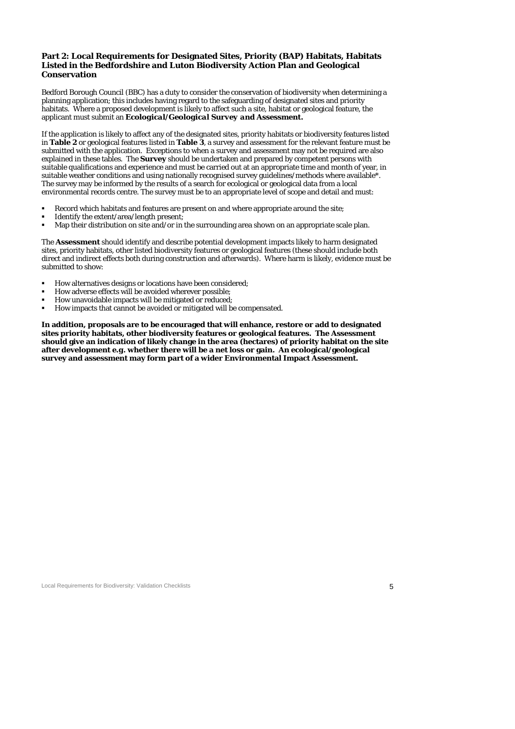## Part 2: Local Requirements for Designated Sites, Priority (BAP) Habitats, Habitats Listed in the Bedfordshire and Luton Biodiversity Action Plan and Geological Conservation

Bedford Borough Council (BBC) has a duty to consider the conservation of biodiversity when determining a planning application; this includes having regard to the safeguarding of designated sites and priority habitats. Where a proposed development is likely to affect such a site, habitat or geological feature, the applicant must submit an ***Ecological/Geological Survey and Assessment.***

If the application is likely to affect any of the designated sites, priority habitats or biodiversity features listed in **Table 2** or geological features listed in **Table 3**, a survey and assessment for the relevant feature must be submitted with the application. Exceptions to when a survey and assessment may not be required are also explained in these tables. The **Survey** should be undertaken and prepared by competent persons with suitable qualifications and experience and must be carried out at an appropriate time and month of year, in suitable weather conditions and using nationally recognised survey guidelines/methods where available*. The survey may be informed by the results of a search for ecological or geological data from a local environmental records centre. The survey must be to an appropriate level of scope and detail and must:

- Record which habitats and features are present on and where appropriate around the site;
- Identify the extent/area/length present;
- Map their distribution on site and/or in the surrounding area shown on an appropriate scale plan.

The **Assessment** should identify and describe potential development impacts likely to harm designated sites, priority habitats, other listed biodiversity features or geological features (these should include both direct and indirect effects both during construction and afterwards). Where harm is likely, evidence must be submitted to show:

- How alternatives designs or locations have been considered;
- How adverse effects will be avoided wherever possible;
- How unavoidable impacts will be mitigated or reduced;
- How impacts that cannot be avoided or mitigated will be compensated.

**In addition, proposals are to be encouraged that will enhance, restore or add to designated sites priority habitats, other biodiversity features or geological features. The Assessment should give an indication of likely change in the area (hectares) of priority habitat on the site after development e.g. whether there will be a net loss or gain. An ecological/geological survey and assessment may form part of a wider Environmental Impact Assessment.**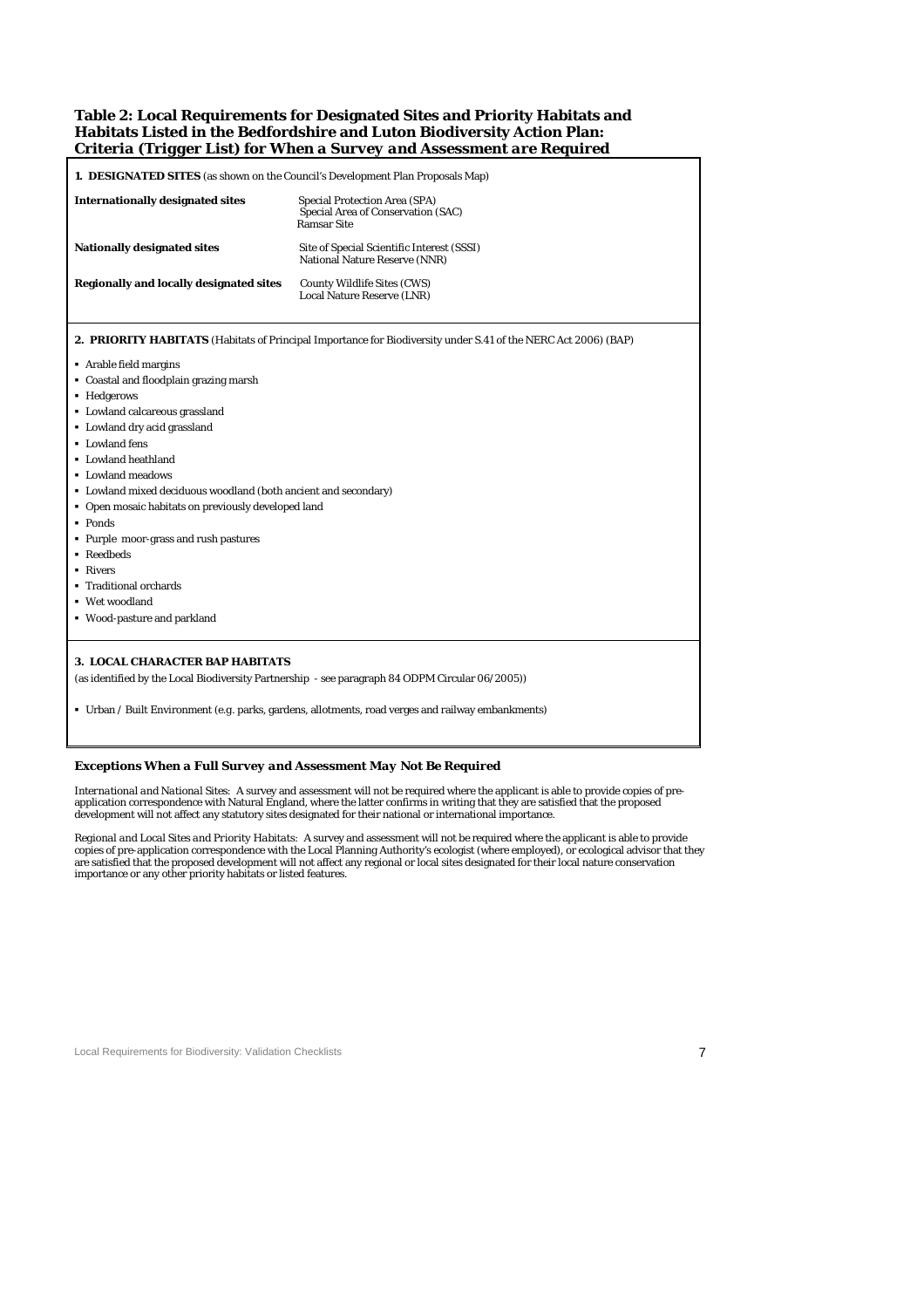**Table 2: Local Requirements for Designated Sites and Priority Habitats and Habitats Listed in the Bedfordshire and Luton Biodiversity Action Plan: Criteria (Trigger List) for When a *Survey and Assessment are Required***

**1. DESIGNATED SITES** (as shown on the Council's Development Plan Proposals Map)

| | |
|---|---|
| **Internationally designated sites** | Special Protection Area (SPA)<br>Special Area of Conservation (SAC)<br>Ramsar Site |
| **Nationally designated sites** | Site of Special Scientific Interest (SSSI)<br>National Nature Reserve (NNR) |
| **Regionally and locally designated sites** | County Wildlife Sites (CWS)<br>Local Nature Reserve (LNR) |

**2. PRIORITY HABITATS** (Habitats of Principal Importance for Biodiversity under S.41 of the NERC Act 2006) (BAP)

- Arable field margins
- Coastal and floodplain grazing marsh
- Hedgerows
- Lowland calcareous grassland
- Lowland dry acid grassland
- Lowland fens
- Lowland heathland
- Lowland meadows
- Lowland mixed deciduous woodland (both ancient and secondary)
- Open mosaic habitats on previously developed land
- Ponds
- Purple moor-grass and rush pastures
- Reedbeds
- Rivers
- Traditional orchards
- Wet woodland
- Wood-pasture and parkland

**3. LOCAL CHARACTER BAP HABITATS**

(as identified by the Local Biodiversity Partnership - see paragraph 84 ODPM Circular 06/2005))

- Urban / Built Environment (e.g. parks, gardens, allotments, road verges and railway embankments)

### *Exceptions When a Full Survey and Assessment May Not Be Required*

*International and National Sites*: A survey and assessment will not be required where the applicant is able to provide copies of pre-application correspondence with Natural England, where the latter confirms in writing that they are satisfied that the proposed development will not affect any statutory sites designated for their national or international importance.

*Regional and Local Sites and Priority Habitats*: A survey and assessment will not be required where the applicant is able to provide copies of pre-application correspondence with the Local Planning Authority's ecologist (where employed), or ecological advisor that they are satisfied that the proposed development will not affect any regional or local sites designated for their local nature conservation importance or any other priority habitats or listed features.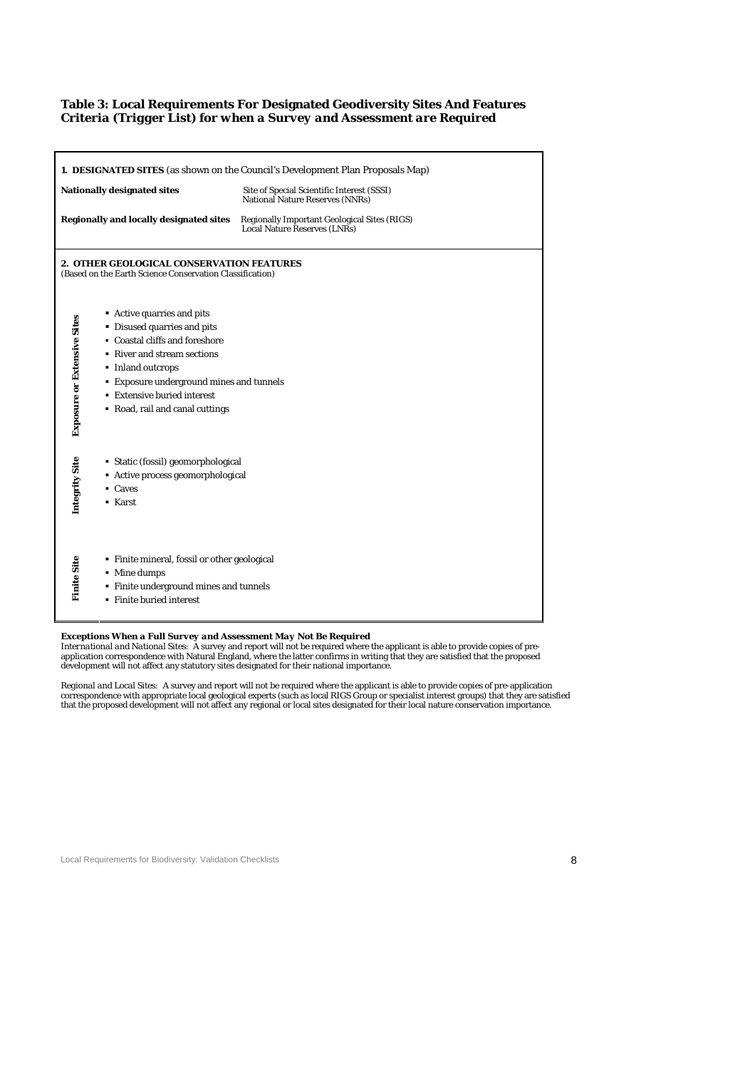### Table 3: Local Requirements For Designated Geodiversity Sites And Features Criteria (Trigger List) for when a *Survey and Assessment are Required*

**1. DESIGNATED SITES** (as shown on the Council's Development Plan Proposals Map)

| | |
|---|---|
| **Nationally designated sites** | Site of Special Scientific Interest (SSSI)<br>National Nature Reserves (NNRs) |
| **Regionally and locally designated sites** | Regionally Important Geological Sites (RIGS)<br>Local Nature Reserves (LNRs) |

**2. OTHER GEOLOGICAL CONSERVATION FEATURES**
(Based on the Earth Science Conservation Classification)

| Category | Features |
|---|---|
| **Exposure or Extensive Sites** | ▪ Active quarries and pits<br>▪ Disused quarries and pits<br>▪ Coastal cliffs and foreshore<br>▪ River and stream sections<br>▪ Inland outcrops<br>▪ Exposure underground mines and tunnels<br>▪ Extensive buried interest<br>▪ Road, rail and canal cuttings |
| **Integrity Site** | ▪ Static (fossil) geomorphological<br>▪ Active process geomorphological<br>▪ Caves<br>▪ Karst |
| **Finite Site** | ▪ Finite mineral, fossil or other geological<br>▪ Mine dumps<br>▪ Finite underground mines and tunnels<br>▪ Finite buried interest |

**Exceptions When a Full *Survey and Assessment May* Not Be Required**

*International and National Sites*: A survey and report will not be required where the applicant is able to provide copies of pre-application correspondence with Natural England, where the latter confirms in writing that they are satisfied that the proposed development will not affect any statutory sites designated for their national importance.

*Regional and Local Sites*: A survey and report will not be required where the applicant is able to provide copies of pre-application correspondence with appropriate local geological experts (such as local RIGS Group or specialist interest groups) that they are satisfied that the proposed development will not affect any regional or local sites designated for their local nature conservation importance.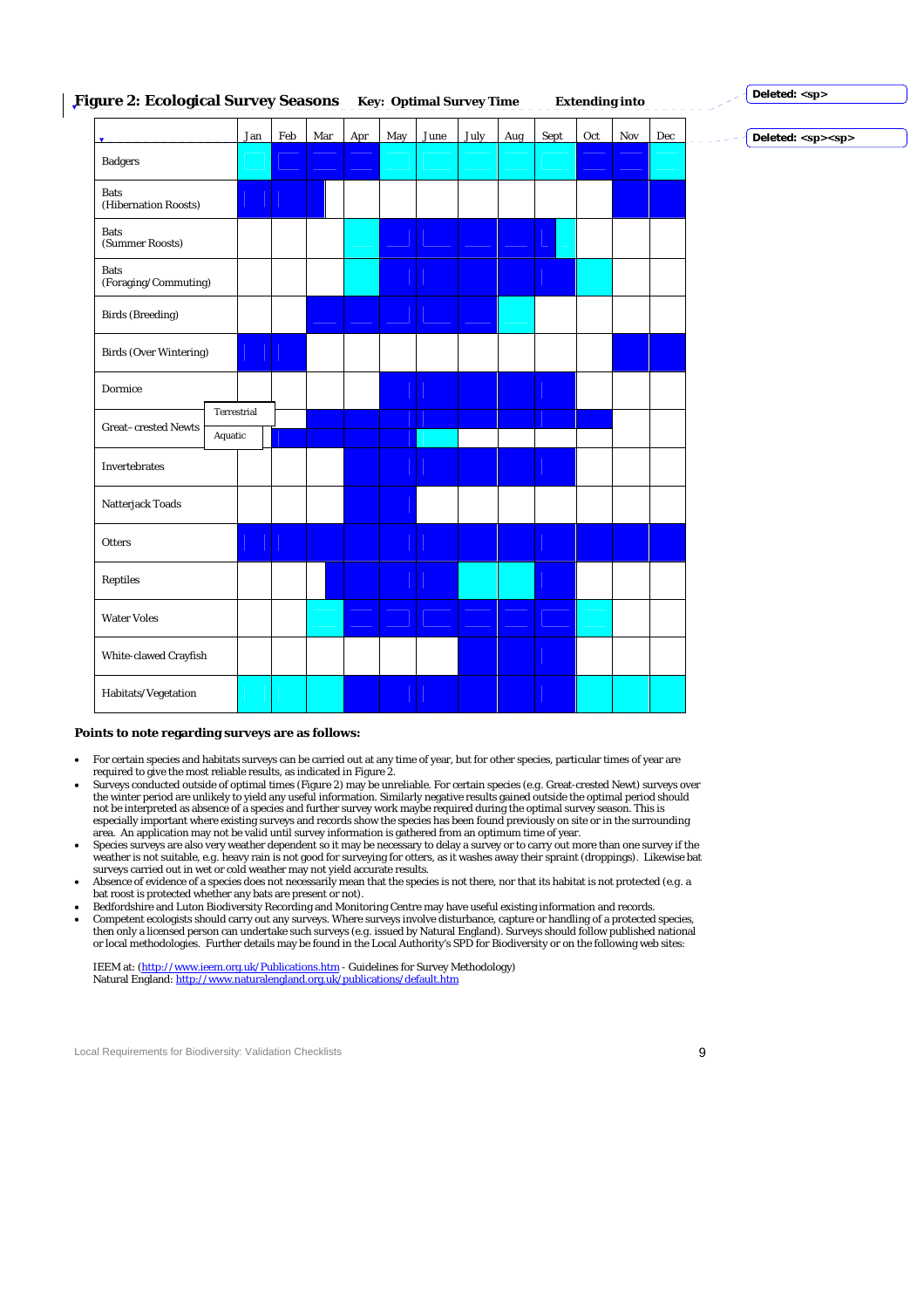**Figure 2: Ecological Survey Seasons** **Key: Optimal Survey Time** **Extending into**

(Key: O = Optimal Survey Time; E = Extending into)

| | | Jan | Feb | Mar | Apr | May | June | July | Aug | Sept | Oct | Nov | Dec |
|---|---|---|---|---|---|---|---|---|---|---|---|---|---|
| Badgers | | E | O | O | O | E | E | E | E | E | O | O | E |
| Bats (Hibernation Roosts) | | O | O | O | | | | | | | | O | O |
| Bats (Summer Roosts) | | | | | E | O | O | O | O | O / E | | | |
| Bats (Foraging/Commuting) | | | | | E | O | O | O | O | O | E | | |
| Birds (Breeding) | | | | O | O | O | O | O | E | | | | |
| Birds (Over Wintering) | | O | O | | | | | | | | | O | O |
| Dormice | | | | | | O | O | O | O | O | | | |
| Great–crested Newts | Terrestrial | | | O | O | O | O | O | O | O | O | | |
| | Aquatic | | O | O | O | O | E | | | | | | |
| Invertebrates | | | | | O | O | O | O | O | O | | | |
| Natterjack Toads | | | | | O | O | | | | | | | |
| Otters | | O | O | O | O | O | O | O | O | O | O | O | O |
| Reptiles | | | | O | O | O | O | E | E | O | | | |
| Water Voles | | | | E | O | O | O | O | O | O | E | | |
| White-clawed Crayfish | | | | | | | | O | O | O | | | |
| Habitats/Vegetation | | E | E | E | O | O | O | O | O | O | E | E | E |

**Points to note regarding surveys are as follows:**

- For certain species and habitats surveys can be carried out at any time of year, but for other species, particular times of year are required to give the most reliable results, as indicated in Figure 2.
- Surveys conducted outside of optimal times (Figure 2) may be unreliable. For certain species (e.g. Great-crested Newt) surveys over the winter period are unlikely to yield any useful information. Similarly negative results gained outside the optimal period should not be interpreted as absence of a species and further survey work maybe required during the optimal survey season. This is especially important where existing surveys and records show the species has been found previously on site or in the surrounding area. An application may not be valid until survey information is gathered from an optimum time of year.
- Species surveys are also very weather dependent so it may be necessary to delay a survey or to carry out more than one survey if the weather is not suitable, e.g. heavy rain is not good for surveying for otters, as it washes away their spraint (droppings). Likewise bat surveys carried out in wet or cold weather may not yield accurate results.
- Absence of evidence of a species does not necessarily mean that the species is not there, nor that its habitat is not protected (e.g. a bat roost is protected whether any bats are present or not).
- Bedfordshire and Luton Biodiversity Recording and Monitoring Centre may have useful existing information and records.
- Competent ecologists should carry out any surveys. Where surveys involve disturbance, capture or handling of a protected species, then only a licensed person can undertake such surveys (e.g. issued by Natural England). Surveys should follow published national or local methodologies. Further details may be found in the Local Authority's SPD for Biodiversity or on the following web sites:

IEEM at: (http://www.ieem.org.uk/Publications.htm - Guidelines for Survey Methodology)
Natural England: http://www.naturalengland.org.uk/publications/default.htm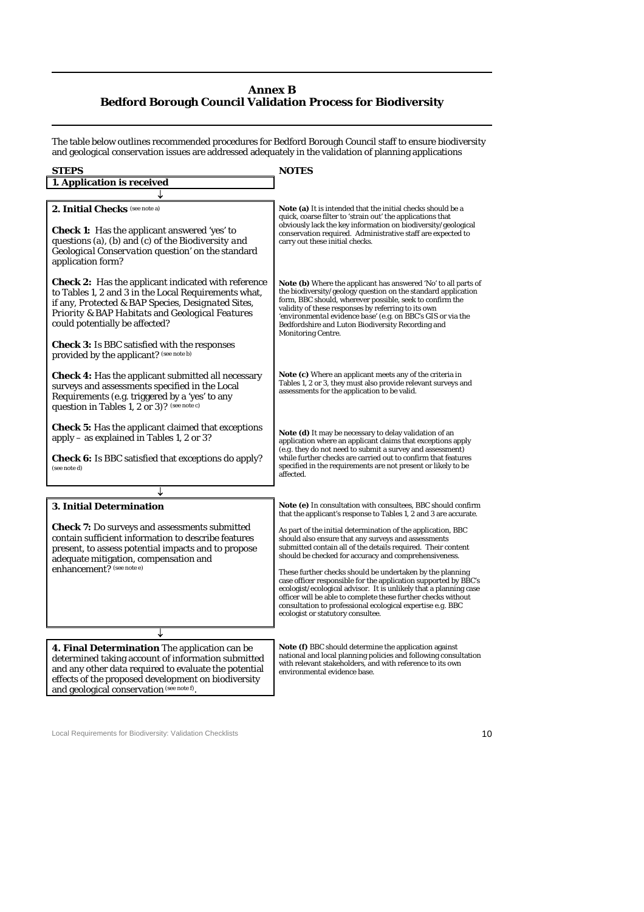## Annex B
## Bedford Borough Council Validation Process for Biodiversity

The table below outlines recommended procedures for Bedford Borough Council staff to ensure biodiversity and geological conservation issues are addressed adequately in the validation of planning applications

| STEPS | NOTES |
|---|---|
| **1. Application is received** | |
| ↓ | |
| **2. Initial Checks** (see note a) | **Note (a)** It is intended that the initial checks should be a quick, coarse filter to 'strain out' the applications that obviously lack the key information on biodiversity/geological conservation required. Administrative staff are expected to carry out these initial checks. |
| **Check 1:** Has the applicant answered 'yes' to questions (a), (b) and (c) of the *Biodiversity and Geological Conservation* question' on the standard application form? | |
| **Check 2:** Has the applicant indicated with reference to Tables 1, 2 and 3 in the Local Requirements what, if any, *Protected & BAP Species, Designated Sites, Priority & BAP Habitats* and *Geological Features* could potentially be affected? | **Note (b)** Where the applicant has answered 'No' to all parts of the biodiversity/geology question on the standard application form, BBC should, wherever possible, seek to confirm the validity of these responses by referring to its own 'environmental evidence base' (e.g. on BBC's GIS or via the Bedfordshire and Luton Biodiversity Recording and Monitoring Centre. |
| **Check 3:** Is BBC satisfied with the responses provided by the applicant? (see note b) | |
| **Check 4:** Has the applicant submitted all necessary surveys and assessments specified in the Local Requirements (e.g. triggered by a 'yes' to any question in Tables 1, 2 or 3)? (see note c) | **Note (c)** Where an applicant meets any of the criteria in Tables 1, 2 or 3, they must also provide relevant surveys and assessments for the application to be valid. |
| **Check 5:** Has the applicant claimed that exceptions apply – as explained in Tables 1, 2 or 3? | **Note (d)** It may be necessary to delay validation of an application where an applicant claims that exceptions apply (e.g. they do not need to submit a survey and assessment) while further checks are carried out to confirm that features specified in the requirements are not present or likely to be affected. |
| **Check 6:** Is BBC satisfied that exceptions do apply? (see note d) | |
| ↓ | |
| **3. Initial Determination** | **Note (e)** In consultation with consultees, BBC should confirm that the applicant's response to Tables 1, 2 and 3 are accurate. |
| **Check 7:** Do surveys and assessments submitted contain sufficient information to describe features present, to assess potential impacts and to propose adequate mitigation, compensation and enhancement? (see note e) | As part of the initial determination of the application, BBC should also ensure that any surveys and assessments submitted contain all of the details required. Their content should be checked for accuracy and comprehensiveness.<br><br>These further checks should be undertaken by the planning case officer responsible for the application supported by BBC's ecologist/ecological advisor. It is unlikely that a planning case officer will be able to complete these further checks without consultation to professional ecological expertise e.g. BBC ecologist or statutory consultee. |
| ↓ | |
| **4. Final Determination** The application can be determined taking account of information submitted and any other data required to evaluate the potential effects of the proposed development on biodiversity and geological conservation (see note f). | **Note (f)** BBC should determine the application against national and local planning policies and following consultation with relevant stakeholders, and with reference to its own environmental evidence base. |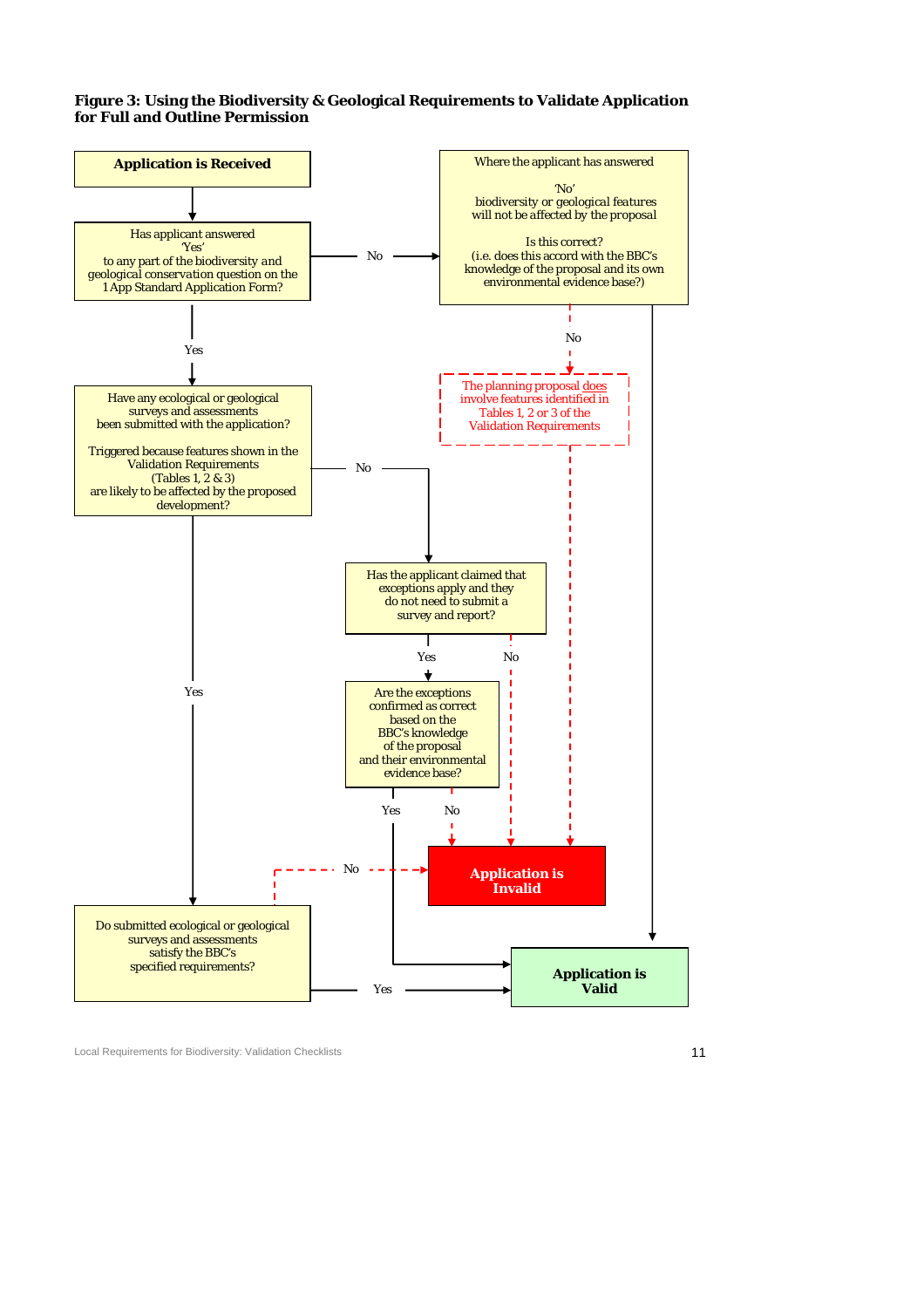**Figure 3: Using the Biodiversity & Geological Requirements to Validate Application for Full and Outline Permission**

**Application is Received**

Has applicant answered 'Yes' to any part of the biodiversity and geological conservation question on the 1App Standard Application Form?

- No → Where the applicant has answered 'No' biodiversity or geological features will not be affected by the proposal

  Is this correct? (i.e. does this accord with the BBC's knowledge of the proposal and its own environmental evidence base?)

  - Yes → **Application is Valid**
  - No → The planning proposal does involve features identified in Tables 1, 2 or 3 of the Validation Requirements → **Application is Invalid**

- Yes → Have any ecological or geological surveys and assessments been submitted with the application?

  Triggered because features shown in the Validation Requirements (Tables 1, 2 & 3) are likely to be affected by the proposed development?

  - No → Has the applicant claimed that exceptions apply and they do not need to submit a survey and report?
    - No → **Application is Invalid**
    - Yes → Are the exceptions confirmed as correct based on the BBC's knowledge of the proposal and their environmental evidence base?
      - Yes → **Application is Valid**
      - No → **Application is Invalid**

  - Yes → Do submitted ecological or geological surveys and assessments satisfy the BBC's specified requirements?
    - Yes → **Application is Valid**
    - No → **Application is Invalid**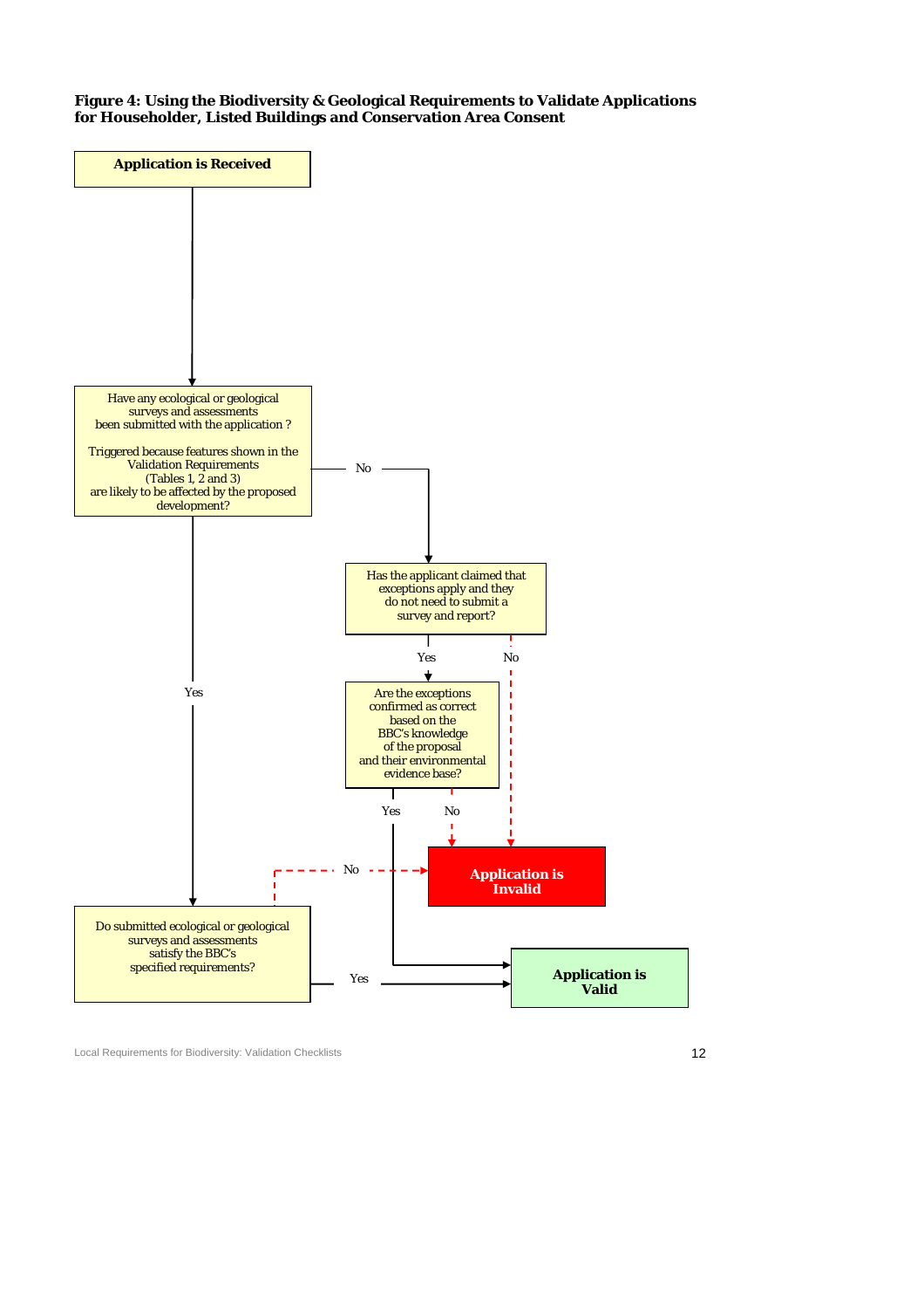**Figure 4: Using the Biodiversity & Geological Requirements to Validate Applications for Householder, Listed Buildings and Conservation Area Consent**

**Application is Received**

Have any ecological or geological surveys and assessments been submitted with the application ?

Triggered because features shown in the Validation Requirements (Tables 1, 2 and 3) are likely to be affected by the proposed development?

No

Has the applicant claimed that exceptions apply and they do not need to submit a survey and report?

Yes

No

Yes

Are the exceptions confirmed as correct based on the BBC's knowledge of the proposal and their environmental evidence base?

Yes

No

No

**Application is Invalid**

Do submitted ecological or geological surveys and assessments satisfy the BBC's specified requirements?

Yes

**Application is Valid**